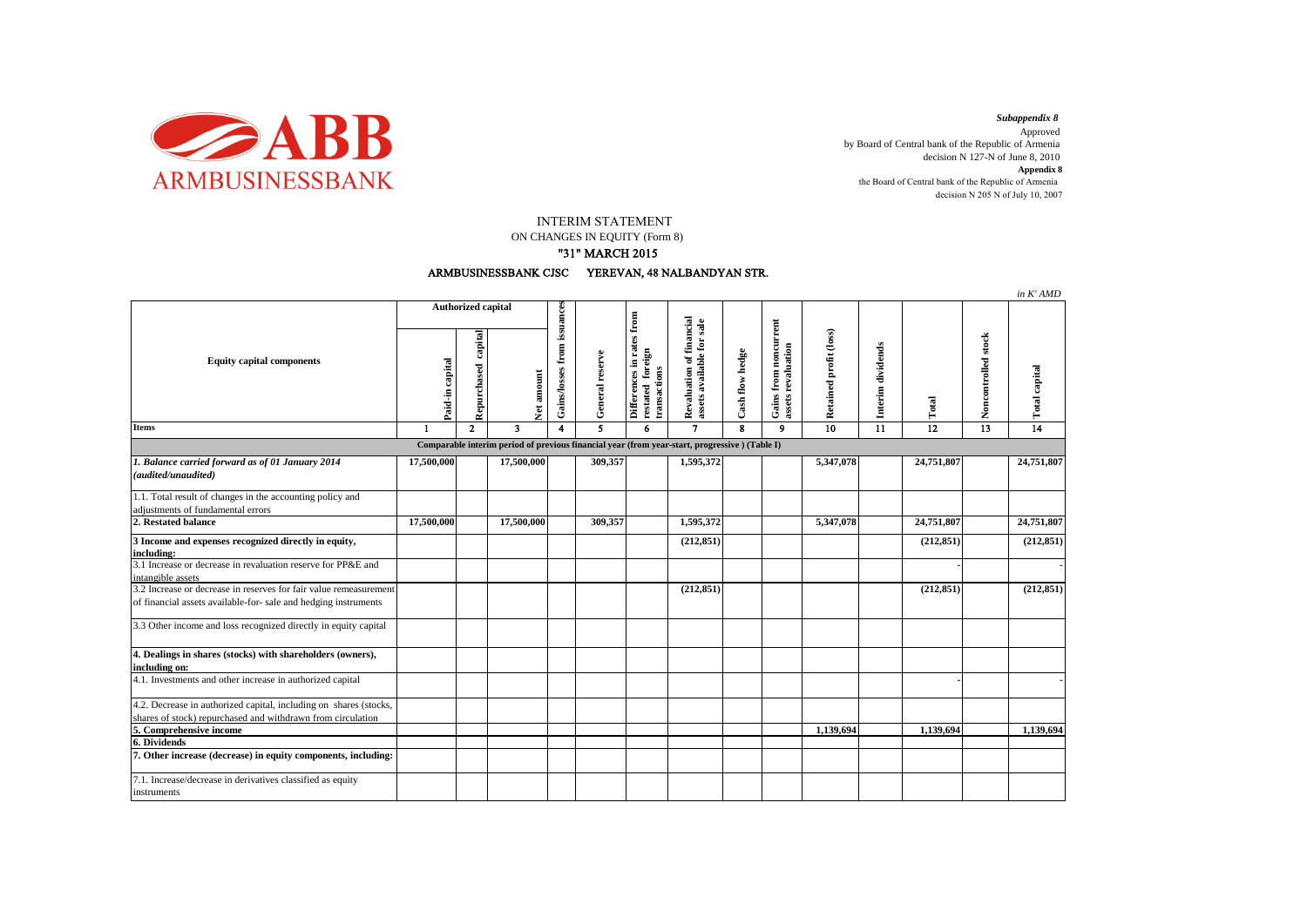ARMBUSINESSBANK

*Subappendix 8*
Approved
by Board of Central bank of the Republic of Armenia
decision N 127-N of June 8, 2010
**Appendix 8**
the Board of Central bank of the Republic of Armenia
decision N 205 N of July 10, 2007

# INTERIM STATEMENT
## ON CHANGES IN EQUITY (Form 8)
## "31" MARCH 2015
### ARMBUSINESSBANK CJSC YEREVAN, 48 NALBANDYAN STR.

*in K' AMD*

| Equity capital components | Authorized capital | | | Gains/losses from issuances | General reserve | Differences in rates from restated foreign transactions | Revaluation of financial assets available for sale | Cash flow hedge | Gains from noncurrent assets revaluation | Retained profit (loss) | Interim dividends | Total | Noncontrolled stock | Total capital |
|---|---|---|---|---|---|---|---|---|---|---|---|---|---|---|
| | Paid-in capital | Repurchased capital | Net amount | | | | | | | | | | | |
| **Items** | 1 | 2 | 3 | 4 | 5 | 6 | 7 | 8 | 9 | 10 | 11 | 12 | 13 | 14 |
| **Comparable interim period of previous financial year (from year-start, progressive ) (Table I)** | | | | | | | | | | | | | | |
| ***1. Balance carried forward as of 01 January 2014 (audited/unaudited)*** | **17,500,000** | | **17,500,000** | | **309,357** | | **1,595,372** | | | **5,347,078** | | **24,751,807** | | **24,751,807** |
| 1.1. Total result of changes in the accounting policy and adjustments of fundamental errors | | | | | | | | | | | | | | |
| **2. Restated balance** | **17,500,000** | | **17,500,000** | | **309,357** | | **1,595,372** | | | **5,347,078** | | **24,751,807** | | **24,751,807** |
| **3 Income and expenses recognized directly in equity, including:** | | | | | | | **(212,851)** | | | | | **(212,851)** | | **(212,851)** |
| 3.1 Increase or decrease in revaluation reserve for PP&E and intangible assets | | | | | | | | | | | | - | | - |
| 3.2 Increase or decrease in reserves for fair value remeasurement of financial assets available-for- sale and hedging instruments | | | | | | | **(212,851)** | | | | | **(212,851)** | | **(212,851)** |
| 3.3 Other income and loss recognized directly in equity capital | | | | | | | | | | | | | | |
| **4. Dealings in shares (stocks) with shareholders (owners), including on:** | | | | | | | | | | | | | | |
| 4.1. Investments and other increase in authorized capital | | | | | | | | | | | | - | | - |
| 4.2. Decrease in authorized capital, including on shares (stocks, shares of stock) repurchased and withdrawn from circulation | | | | | | | | | | | | | | |
| **5. Comprehensive income** | | | | | | | | | | **1,139,694** | | **1,139,694** | | **1,139,694** |
| **6. Dividends** | | | | | | | | | | | | | | |
| **7. Other increase (decrease) in equity components, including:** | | | | | | | | | | | | | | |
| 7.1. Increase/decrease in derivatives classified as equity instruments | | | | | | | | | | | | | | |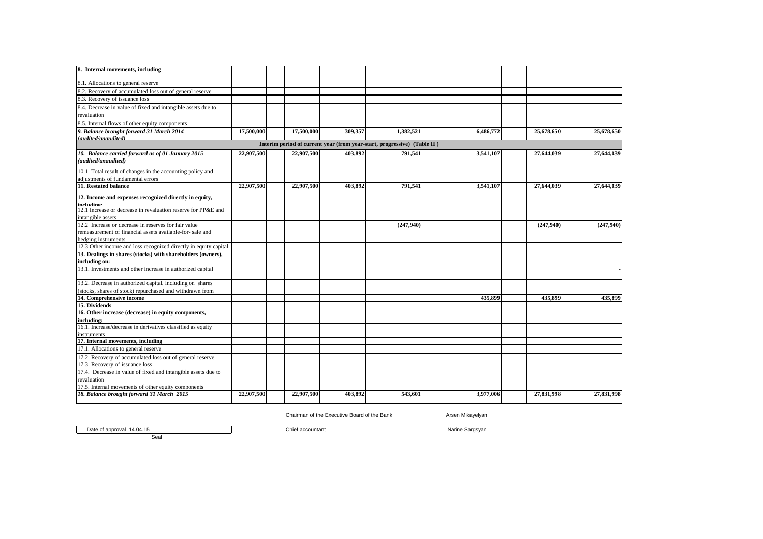| | | | | | | | | | | | | | | |
|---|---|---|---|---|---|---|---|---|---|---|---|---|---|---|
| **8. Internal movements, including** | | | | | | | | | | | | | | |
| 8.1. Allocations to general reserve | | | | | | | | | | | | | | |
| 8.2. Recovery of accumulated loss out of general reserve | | | | | | | | | | | | | | |
| 8.3. Recovery of issuance loss | | | | | | | | | | | | | | |
| 8.4. Decrease in value of fixed and intangible assets due to revaluation | | | | | | | | | | | | | | |
| 8.5. Internal flows of other equity components | | | | | | | | | | | | | | |
| ***9. Balance brought forward 31 March 2014 (audited/unaudited)*** | **17,500,000** | | **17,500,000** | | **309,357** | | **1,382,521** | | | **6,486,772** | | **25,678,650** | | **25,678,650** |
| **Interim period of current year (from year-start, progressive) (Table II )** | | | | | | | | | | | | | | |
| ***10. Balance carried forward as of 01 January 2015 (audited/unaudited)*** | **22,907,500** | | **22,907,500** | | **403,892** | | **791,541** | | | **3,541,107** | | **27,644,039** | | **27,644,039** |
| 10.1. Total result of changes in the accounting policy and adjustments of fundamental errors | | | | | | | | | | | | | | |
| **11. Restated balance** | **22,907,500** | | **22,907,500** | | **403,892** | | **791,541** | | | **3,541,107** | | **27,644,039** | | **27,644,039** |
| **12. Income and expenses recognized directly in equity, including:** | | | | | | | | | | | | | | |
| 12.1 Increase or decrease in revaluation reserve for PP&E and intangible assets | | | | | | | | | | | | | | |
| 12.2 Increase or decrease in reserves for fair value remeasurement of financial assets available-for- sale and hedging instruments | | | | | | | **(247,940)** | | | | | **(247,940)** | | **(247,940)** |
| 12.3 Other income and loss recognized directly in equity capital | | | | | | | | | | | | | | |
| **13. Dealings in shares (stocks) with shareholders (owners), including on:** | | | | | | | | | | | | | | |
| 13.1. Investments and other increase in authorized capital | | | | | | | | | | | | | | - |
| 13.2. Decrease in authorized capital, including on shares (stocks, shares of stock) repurchased and withdrawn from | | | | | | | | | | | | | | |
| **14. Comprehensive income** | | | | | | | | | | **435,899** | | **435,899** | | **435,899** |
| **15. Dividends** | | | | | | | | | | | | | | |
| **16. Other increase (decrease) in equity components, including:** | | | | | | | | | | | | | | |
| 16.1. Increase/decrease in derivatives classified as equity instruments | | | | | | | | | | | | | | |
| **17. Internal movements, including** | | | | | | | | | | | | | | |
| 17.1. Allocations to general reserve | | | | | | | | | | | | | | |
| 17.2. Recovery of accumulated loss out of general reserve | | | | | | | | | | | | | | |
| 17.3. Recovery of issuance loss | | | | | | | | | | | | | | |
| 17.4. Decrease in value of fixed and intangible assets due to revaluation | | | | | | | | | | | | | | |
| 17.5. Internal movements of other equity components | | | | | | | | | | | | | | |
| ***18. Balance brought forward 31 March 2015*** | **22,907,500** | | **22,907,500** | | **403,892** | | **543,601** | | | **3,977,006** | | **27,831,998** | | **27,831,998** |

Chairman of the Executive Board of the Bank — Arsen Mikayelyan

Date of approval 14.04.15

Chief accountant — Narine Sargsyan

Seal